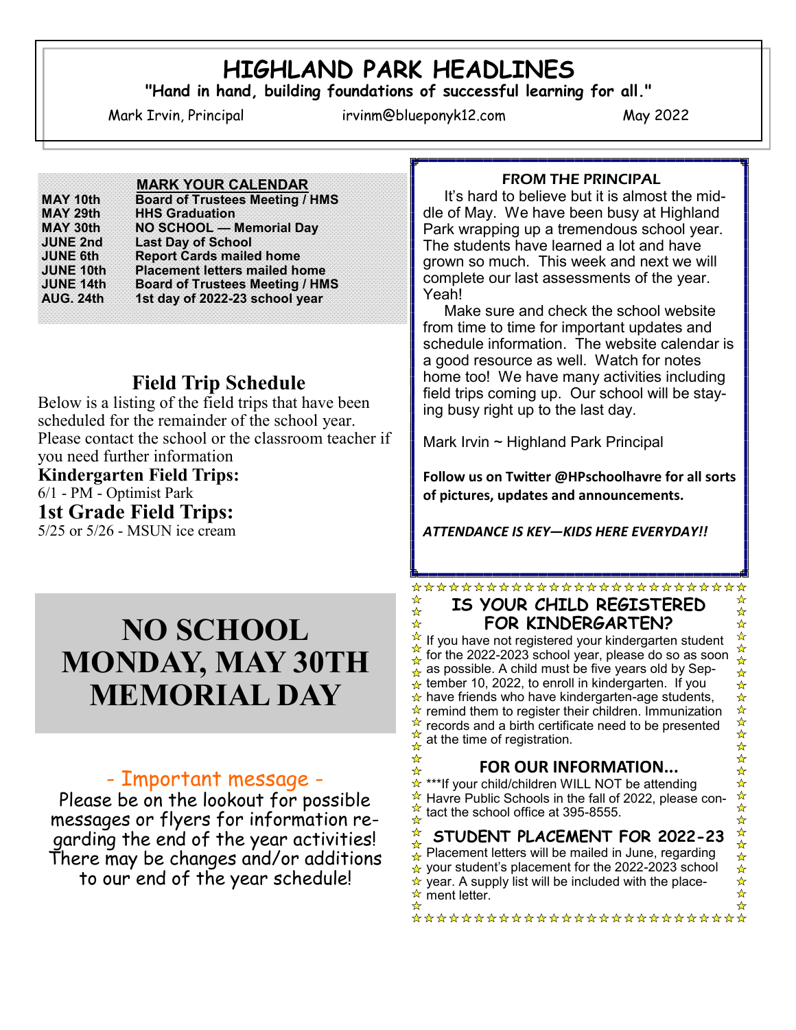# HIGHLAND PARK HEADLINES

**"Hand in hand, building foundations of successful learning for all."**

Mark Irvin, Principal | irvinm@blueponyk12.com | May 2022

## MARK YOUR CALENDAR

| | |
|---|---|
| **MAY 10th** | **Board of Trustees Meeting / HMS** |
| **MAY 29th** | **HHS Graduation** |
| **MAY 30th** | **NO SCHOOL — Memorial Day** |
| **JUNE 2nd** | **Last Day of School** |
| **JUNE 6th** | **Report Cards mailed home** |
| **JUNE 10th** | **Placement letters mailed home** |
| **JUNE 14th** | **Board of Trustees Meeting / HMS** |
| **AUG. 24th** | **1st day of 2022-23 school year** |

## Field Trip Schedule

Below is a listing of the field trips that have been scheduled for the remainder of the school year. Please contact the school or the classroom teacher if you need further information

**Kindergarten Field Trips:**

6/1 - PM - Optimist Park

**1st Grade Field Trips:**

5/25 or 5/26 - MSUN ice cream

# NO SCHOOL MONDAY, MAY 30TH MEMORIAL DAY

## - Important message -

Please be on the lookout for possible messages or flyers for information regarding the end of the year activities! There may be changes and/or additions to our end of the year schedule!

## FROM THE PRINCIPAL

It's hard to believe but it is almost the middle of May. We have been busy at Highland Park wrapping up a tremendous school year. The students have learned a lot and have grown so much. This week and next we will complete our last assessments of the year. Yeah!

Make sure and check the school website from time to time for important updates and schedule information. The website calendar is a good resource as well. Watch for notes home too! We have many activities including field trips coming up. Our school will be staying busy right up to the last day.

Mark Irvin ~ Highland Park Principal

**Follow us on Twitter @HPschoolhavre for all sorts of pictures, updates and announcements.**

***ATTENDANCE IS KEY—KIDS HERE EVERYDAY!!***

## IS YOUR CHILD REGISTERED FOR KINDERGARTEN?

If you have not registered your kindergarten student for the 2022-2023 school year, please do so as soon as possible. A child must be five years old by September 10, 2022, to enroll in kindergarten. If you have friends who have kindergarten-age students, remind them to register their children. Immunization records and a birth certificate need to be presented at the time of registration.

## FOR OUR INFORMATION...

***If your child/children WILL NOT be attending Havre Public Schools in the fall of 2022, please contact the school office at 395-8555.

## STUDENT PLACEMENT FOR 2022-23

Placement letters will be mailed in June, regarding your student's placement for the 2022-2023 school year. A supply list will be included with the placement letter.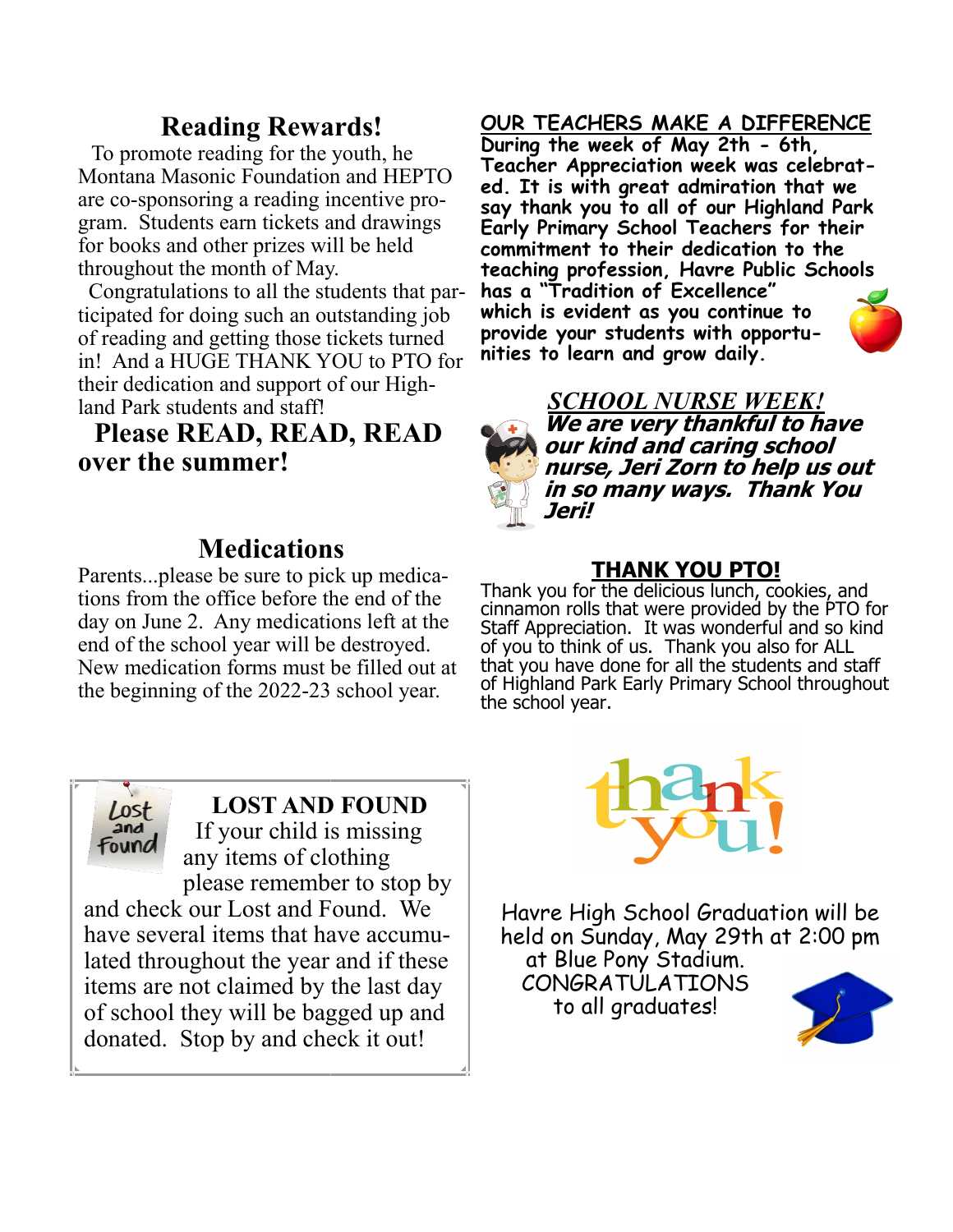## Reading Rewards!

To promote reading for the youth, he Montana Masonic Foundation and HEPTO are co-sponsoring a reading incentive program. Students earn tickets and drawings for books and other prizes will be held throughout the month of May.

Congratulations to all the students that participated for doing such an outstanding job of reading and getting those tickets turned in! And a HUGE THANK YOU to PTO for their dedication and support of our Highland Park students and staff!

**Please READ, READ, READ over the summer!**

## Medications

Parents...please be sure to pick up medications from the office before the end of the day on June 2. Any medications left at the end of the school year will be destroyed. New medication forms must be filled out at the beginning of the 2022-23 school year.

## LOST AND FOUND

If your child is missing any items of clothing please remember to stop by and check our Lost and Found. We have several items that have accumulated throughout the year and if these items are not claimed by the last day of school they will be bagged up and donated. Stop by and check it out!

## OUR TEACHERS MAKE A DIFFERENCE

**During the week of May 2th - 6th, Teacher Appreciation week was celebrated. It is with great admiration that we say thank you to all of our Highland Park Early Primary School Teachers for their commitment to their dedication to the teaching profession, Havre Public Schools has a "Tradition of Excellence" which is evident as you continue to provide your students with opportunities to learn and grow daily.**

## *SCHOOL NURSE WEEK!*

***We are very thankful to have our kind and caring school nurse, Jeri Zorn to help us out in so many ways. Thank You Jeri!***

## THANK YOU PTO!

Thank you for the delicious lunch, cookies, and cinnamon rolls that were provided by the PTO for Staff Appreciation. It was wonderful and so kind of you to think of us. Thank you also for ALL that you have done for all the students and staff of Highland Park Early Primary School throughout the school year.

Havre High School Graduation will be held on Sunday, May 29th at 2:00 pm at Blue Pony Stadium.
CONGRATULATIONS to all graduates!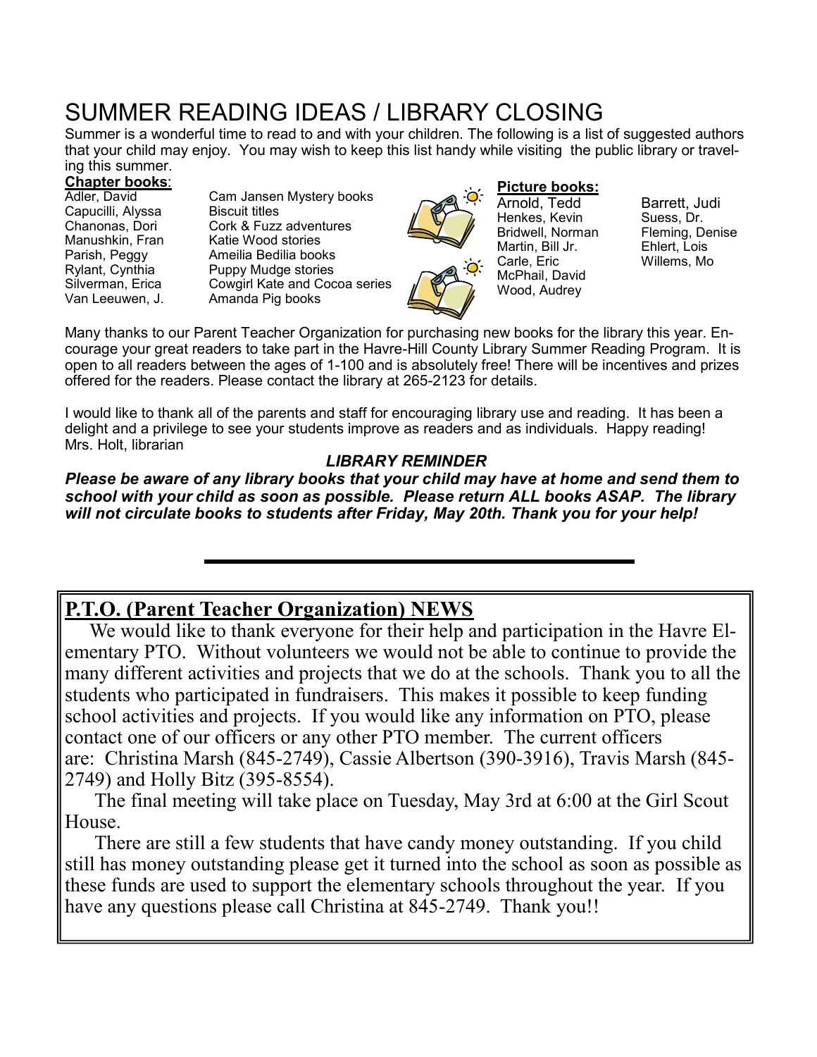# SUMMER READING IDEAS / LIBRARY CLOSING

Summer is a wonderful time to read to and with your children. The following is a list of suggested authors that your child may enjoy. You may wish to keep this list handy while visiting the public library or traveling this summer.

**Chapter books**:

Adler, David
Capucilli, Alyssa
Chanonas, Dori
Manushkin, Fran
Parish, Peggy
Rylant, Cynthia
Silverman, Erica
Van Leeuwen, J.

Cam Jansen Mystery books
Biscuit titles
Cork & Fuzz adventures
Katie Wood stories
Ameilia Bedilia books
Puppy Mudge stories
Cowgirl Kate and Cocoa series
Amanda Pig books

**Picture books:**

Arnold, Tedd
Henkes, Kevin
Bridwell, Norman
Martin, Bill Jr.
Carle, Eric
McPhail, David
Wood, Audrey

Barrett, Judi
Suess, Dr.
Fleming, Denise
Ehlert, Lois
Willems, Mo

Many thanks to our Parent Teacher Organization for purchasing new books for the library this year. Encourage your great readers to take part in the Havre-Hill County Library Summer Reading Program. It is open to all readers between the ages of 1-100 and is absolutely free! There will be incentives and prizes offered for the readers. Please contact the library at 265-2123 for details.

I would like to thank all of the parents and staff for encouraging library use and reading. It has been a delight and a privilege to see your students improve as readers and as individuals. Happy reading!
Mrs. Holt, librarian

***LIBRARY REMINDER***

***Please be aware of any library books that your child may have at home and send them to school with your child as soon as possible. Please return ALL books ASAP. The library will not circulate books to students after Friday, May 20th. Thank you for your help!***

---

## P.T.O. (Parent Teacher Organization) NEWS

We would like to thank everyone for their help and participation in the Havre Elementary PTO. Without volunteers we would not be able to continue to provide the many different activities and projects that we do at the schools. Thank you to all the students who participated in fundraisers. This makes it possible to keep funding school activities and projects. If you would like any information on PTO, please contact one of our officers or any other PTO member. The current officers are: Christina Marsh (845-2749), Cassie Albertson (390-3916), Travis Marsh (845-2749) and Holly Bitz (395-8554).

The final meeting will take place on Tuesday, May 3rd at 6:00 at the Girl Scout House.

There are still a few students that have candy money outstanding. If you child still has money outstanding please get it turned into the school as soon as possible as these funds are used to support the elementary schools throughout the year. If you have any questions please call Christina at 845-2749. Thank you!!